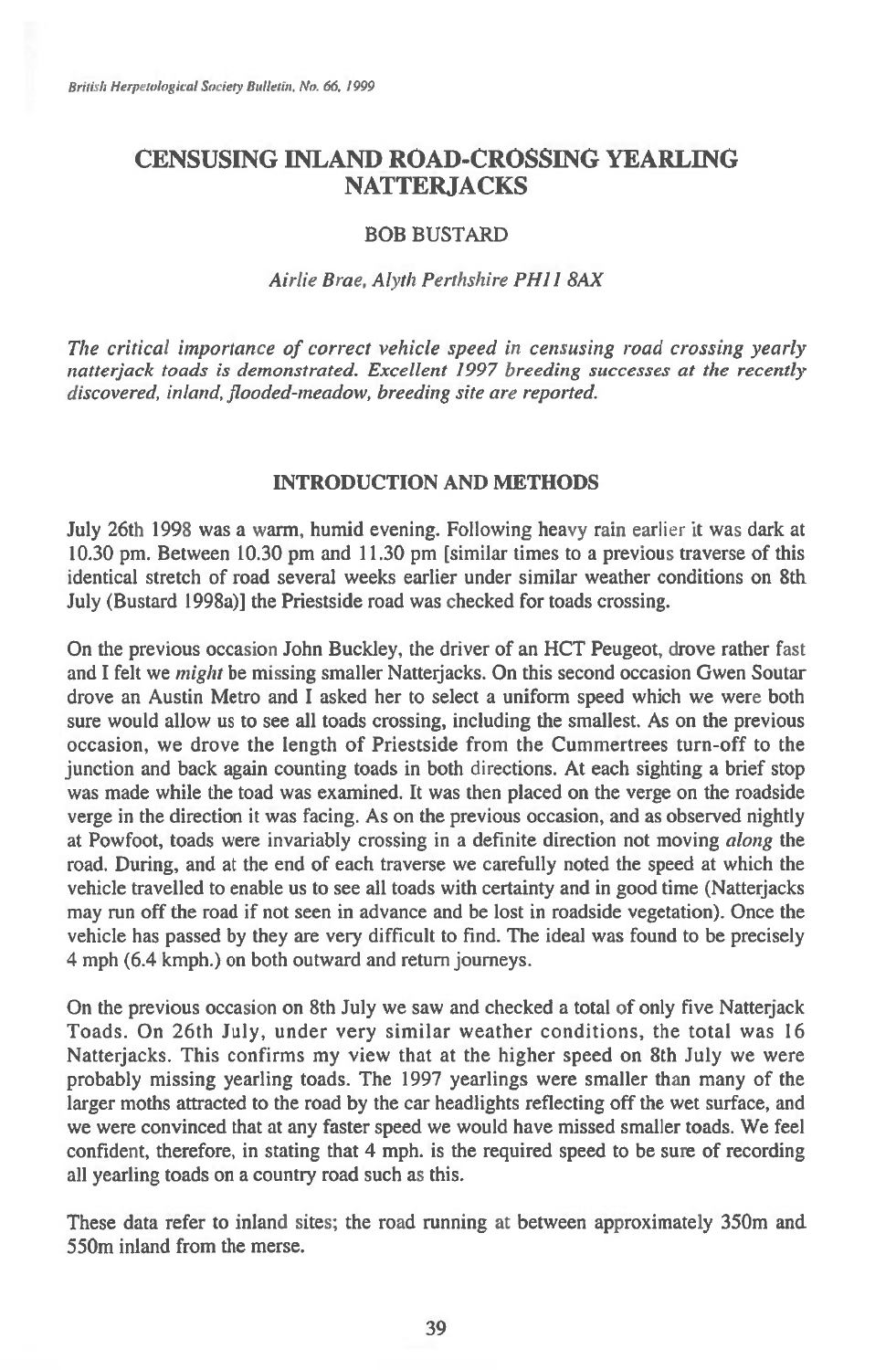# CENSUSING INLAND ROAD-CROSSING YEARLING NATTERJACKS

### BOB BUSTARD

*Airlie Brae, Alyth Perthshire PH11 8AX*

*The critical importance of correct vehicle speed in censusing road crossing yearly natterjack toads is demonstrated. Excellent 1997 breeding successes at the recently discovered, inland, flooded-meadow, breeding site are reported.*

## INTRODUCTION AND METHODS

July 26th 1998 was a warm, humid evening. Following heavy rain earlier it was dark at 10.30 pm. Between 10.30 pm and 11.30 pm [similar times to a previous traverse of this identical stretch of road several weeks earlier under similar weather conditions on 8th July (Bustard 1998a)] the Priestside road was checked for toads crossing.

On the previous occasion John Buckley, the driver of an HCT Peugeot, drove rather fast and I felt we *might* be missing smaller Natterjacks. On this second occasion Gwen Soutar drove an Austin Metro and I asked her to select a uniform speed which we were both sure would allow us to see all toads crossing, including the smallest. As on the previous occasion, we drove the length of Priestside from the Cummertrees turn-off to the junction and back again counting toads in both directions. At each sighting a brief stop was made while the toad was examined. It was then placed on the verge on the roadside verge in the direction it was facing. As on the previous occasion, and as observed nightly at Powfoot, toads were invariably crossing in a definite direction not moving *along* the road. During, and at the end of each traverse we carefully noted the speed at which the vehicle travelled to enable us to see all toads with certainty and in good time (Natterjacks may run off the road if not seen in advance and be lost in roadside vegetation). Once the vehicle has passed by they are very difficult to find. The ideal was found to be precisely 4 mph (6.4 kmph.) on both outward and return journeys.

On the previous occasion on 8th July we saw and checked a total of only five Natterjack Toads. On 26th July, under very similar weather conditions, the total was 16 Natterjacks. This confirms my view that at the higher speed on 8th July we were probably missing yearling toads. The 1997 yearlings were smaller than many of the larger moths attracted to the road by the car headlights reflecting off the wet surface, and we were convinced that at any faster speed we would have missed smaller toads. We feel confident, therefore, in stating that 4 mph. is the required speed to be sure of recording all yearling toads on a country road such as this.

These data refer to inland sites; the road running at between approximately 350m and 550m inland from the merse.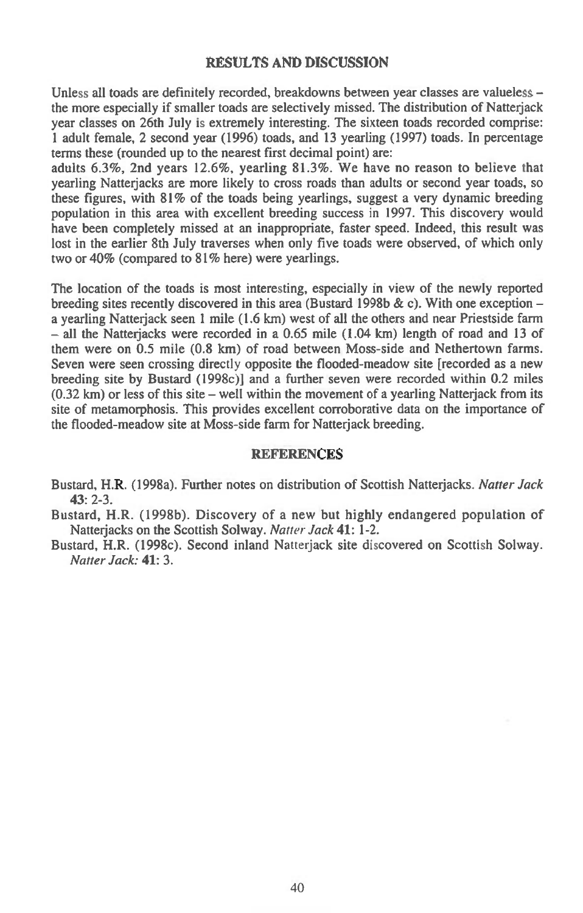## RESULTS AND DISCUSSION

Unless all toads are definitely recorded, breakdowns between year classes are valueless – the more especially if smaller toads are selectively missed. The distribution of Natterjack year classes on 26th July is extremely interesting. The sixteen toads recorded comprise: 1 adult female, 2 second year (1996) toads, and 13 yearling (1997) toads. In percentage terms these (rounded up to the nearest first decimal point) are:
adults 6.3%, 2nd years 12.6%, yearling 81.3%. We have no reason to believe that yearling Natterjacks are more likely to cross roads than adults or second year toads, so these figures, with 81% of the toads being yearlings, suggest a very dynamic breeding population in this area with excellent breeding success in 1997. This discovery would have been completely missed at an inappropriate, faster speed. Indeed, this result was lost in the earlier 8th July traverses when only five toads were observed, of which only two or 40% (compared to 81% here) were yearlings.

The location of the toads is most interesting, especially in view of the newly reported breeding sites recently discovered in this area (Bustard 1998b & c). With one exception – a yearling Natterjack seen 1 mile (1.6 km) west of all the others and near Priestside farm – all the Natterjacks were recorded in a 0.65 mile (1.04 km) length of road and 13 of them were on 0.5 mile (0.8 km) of road between Moss-side and Nethertown farms. Seven were seen crossing directly opposite the flooded-meadow site [recorded as a new breeding site by Bustard (1998c)] and a further seven were recorded within 0.2 miles (0.32 km) or less of this site – well within the movement of a yearling Natterjack from its site of metamorphosis. This provides excellent corroborative data on the importance of the flooded-meadow site at Moss-side farm for Natterjack breeding.

## REFERENCES

Bustard, H.R. (1998a). Further notes on distribution of Scottish Natterjacks. *Natter Jack* **43**: 2-3.

Bustard, H.R. (1998b). Discovery of a new but highly endangered population of Natterjacks on the Scottish Solway. *Natter Jack* **41**: 1-2.

Bustard, H.R. (1998c). Second inland Natterjack site discovered on Scottish Solway. *Natter Jack:* **41**: 3.